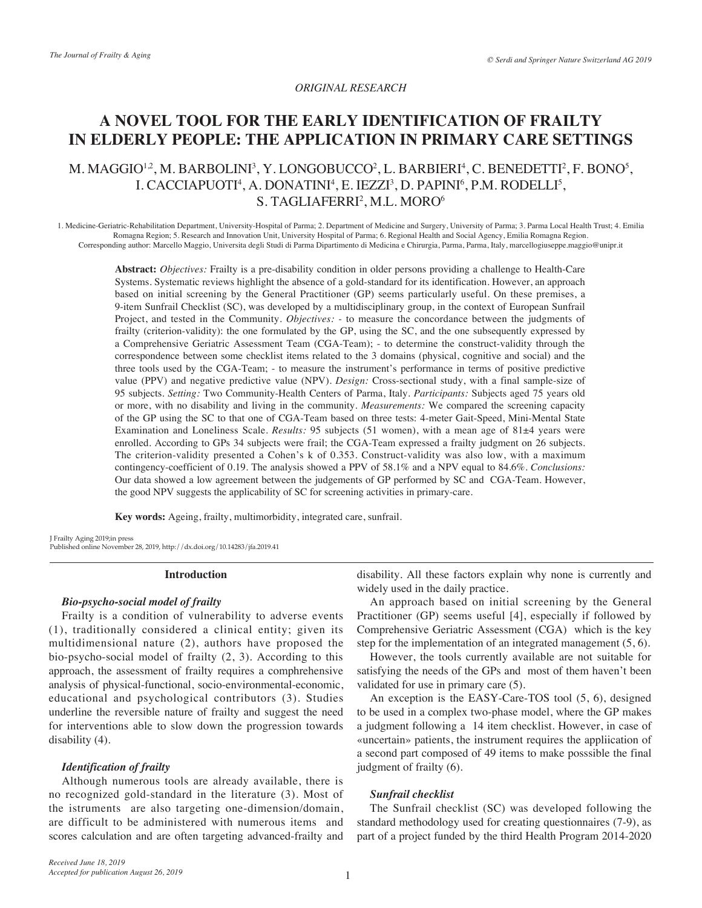*ORIGINAL RESEARCH*

# A NOVEL TOOL FOR THE EARLY IDENTIFICATION OF FRAILTY IN ELDERLY PEOPLE: THE APPLICATION IN PRIMARY CARE SETTINGS

M. MAGGIO[1,2], M. BARBOLINI[3], Y. LONGOBUCCO[2], L. BARBIERI[4], C. BENEDETTI[2], F. BONO[5], I. CACCIAPUOTI[4], A. DONATINI[4], E. IEZZI[3], D. PAPINI[6], P.M. RODELLI[5], S. TAGLIAFERRI[2], M.L. MORO[6]

1. Medicine-Geriatric-Rehabilitation Department, University-Hospital of Parma; 2. Department of Medicine and Surgery, University of Parma; 3. Parma Local Health Trust; 4. Emilia Romagna Region; 5. Research and Innovation Unit, University Hospital of Parma; 6. Regional Health and Social Agency, Emilia Romagna Region.
Corresponding author: Marcello Maggio, Universita degli Studi di Parma Dipartimento di Medicina e Chirurgia, Parma, Parma, Italy, marcellogiuseppe.maggio@unipr.it

**Abstract:** *Objectives:* Frailty is a pre-disability condition in older persons providing a challenge to Health-Care Systems. Systematic reviews highlight the absence of a gold-standard for its identification. However, an approach based on initial screening by the General Practitioner (GP) seems particularly useful. On these premises, a 9-item Sunfrail Checklist (SC), was developed by a multidisciplinary group, in the context of European Sunfrail Project, and tested in the Community. *Objectives:* - to measure the concordance between the judgments of frailty (criterion-validity): the one formulated by the GP, using the SC, and the one subsequently expressed by a Comprehensive Geriatric Assessment Team (CGA-Team); - to determine the construct-validity through the correspondence between some checklist items related to the 3 domains (physical, cognitive and social) and the three tools used by the CGA-Team; - to measure the instrument's performance in terms of positive predictive value (PPV) and negative predictive value (NPV). *Design:* Cross-sectional study, with a final sample-size of 95 subjects. *Setting:* Two Community-Health Centers of Parma, Italy. *Participants:* Subjects aged 75 years old or more, with no disability and living in the community. *Measurements:* We compared the screening capacity of the GP using the SC to that one of CGA-Team based on three tests: 4-meter Gait-Speed, Mini-Mental State Examination and Loneliness Scale. *Results:* 95 subjects (51 women), with a mean age of 81±4 years were enrolled. According to GPs 34 subjects were frail; the CGA-Team expressed a frailty judgment on 26 subjects. The criterion-validity presented a Cohen's k of 0.353. Construct-validity was also low, with a maximum contingency-coefficient of 0.19. The analysis showed a PPV of 58.1% and a NPV equal to 84.6%. *Conclusions:* Our data showed a low agreement between the judgements of GP performed by SC and CGA-Team. However, the good NPV suggests the applicability of SC for screening activities in primary-care.

**Key words:** Ageing, frailty, multimorbidity, integrated care, sunfrail.

J Frailty Aging 2019;in press
Published online November 28, 2019, http://dx.doi.org/10.14283/jfa.2019.41

## Introduction

### *Bio-psycho-social model of frailty*

Frailty is a condition of vulnerability to adverse events (1), traditionally considered a clinical entity; given its multidimensional nature (2), authors have proposed the bio-psycho-social model of frailty (2, 3). According to this approach, the assessment of frailty requires a comphrehensive analysis of physical-functional, socio-environmental-economic, educational and psychological contributors (3). Studies underline the reversible nature of frailty and suggest the need for interventions able to slow down the progression towards disability (4).

### *Identification of frailty*

Although numerous tools are already available, there is no recognized gold-standard in the literature (3). Most of the istruments are also targeting one-dimension/domain, are difficult to be administered with numerous items and scores calculation and are often targeting advanced-frailty and disability. All these factors explain why none is currently and widely used in the daily practice.

An approach based on initial screening by the General Practitioner (GP) seems useful [4], especially if followed by Comprehensive Geriatric Assessment (CGA) which is the key step for the implementation of an integrated management (5, 6).

However, the tools currently available are not suitable for satisfying the needs of the GPs and most of them haven't been validated for use in primary care (5).

An exception is the EASY-Care-TOS tool (5, 6), designed to be used in a complex two-phase model, where the GP makes a judgment following a 14 item checklist. However, in case of «uncertain» patients, the instrument requires the appliication of a second part composed of 49 items to make posssible the final judgment of frailty (6).

### *Sunfrail checklist*

The Sunfrail checklist (SC) was developed following the standard methodology used for creating questionnaires (7-9), as part of a project funded by the third Health Program 2014-2020

*Received June 18, 2019*
*Accepted for publication August 26, 2019*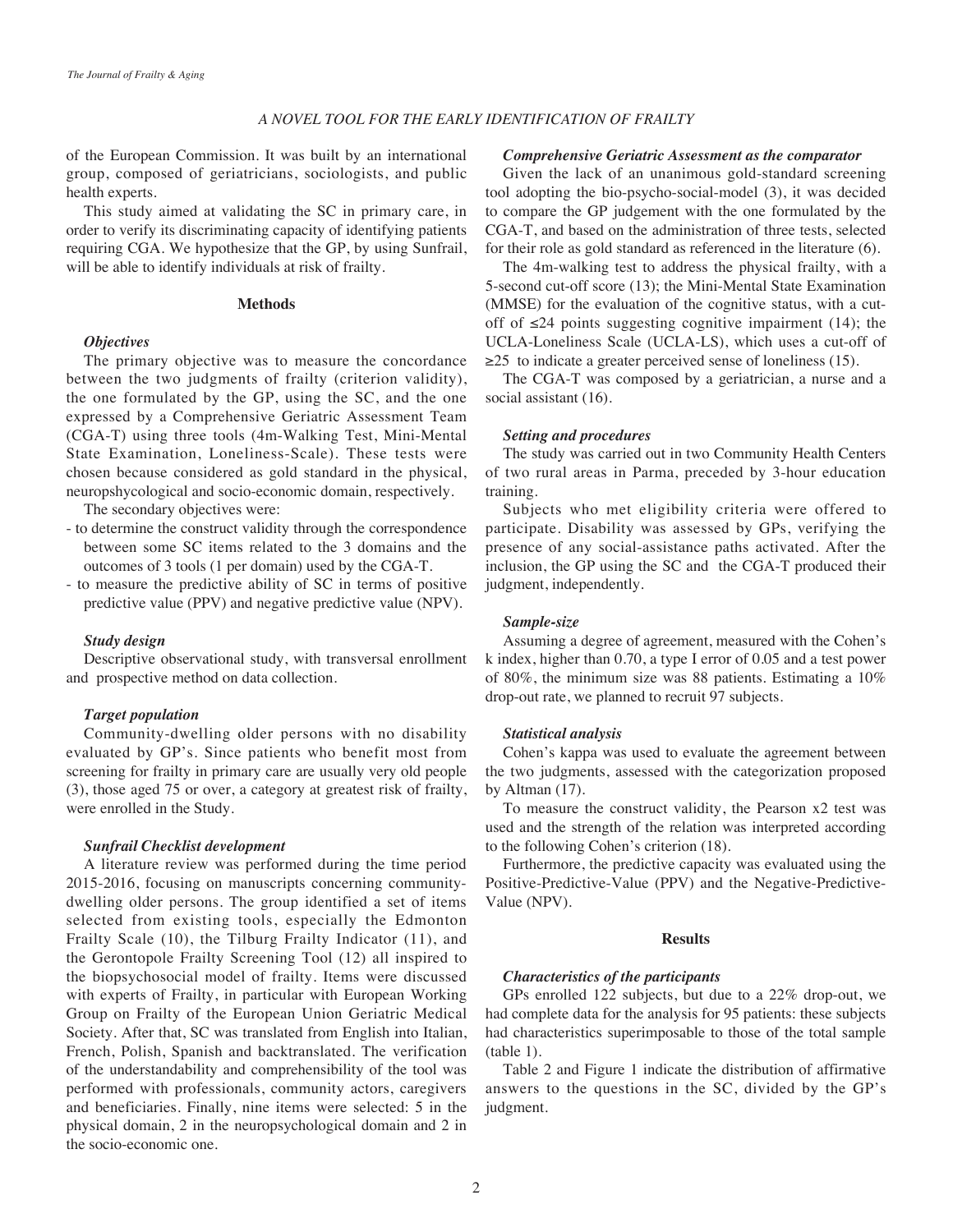of the European Commission. It was built by an international group, composed of geriatricians, sociologists, and public health experts.

This study aimed at validating the SC in primary care, in order to verify its discriminating capacity of identifying patients requiring CGA. We hypothesize that the GP, by using Sunfrail, will be able to identify individuals at risk of frailty.

## Methods

### *Objectives*

The primary objective was to measure the concordance between the two judgments of frailty (criterion validity), the one formulated by the GP, using the SC, and the one expressed by a Comprehensive Geriatric Assessment Team (CGA-T) using three tools (4m-Walking Test, Mini-Mental State Examination, Loneliness-Scale). These tests were chosen because considered as gold standard in the physical, neuropshycological and socio-economic domain, respectively.

The secondary objectives were:

- to determine the construct validity through the correspondence between some SC items related to the 3 domains and the outcomes of 3 tools (1 per domain) used by the CGA-T.
- to measure the predictive ability of SC in terms of positive predictive value (PPV) and negative predictive value (NPV).

### *Study design*

Descriptive observational study, with transversal enrollment and prospective method on data collection.

### *Target population*

Community-dwelling older persons with no disability evaluated by GP's. Since patients who benefit most from screening for frailty in primary care are usually very old people (3), those aged 75 or over, a category at greatest risk of frailty, were enrolled in the Study.

### *Sunfrail Checklist development*

A literature review was performed during the time period 2015-2016, focusing on manuscripts concerning community-dwelling older persons. The group identified a set of items selected from existing tools, especially the Edmonton Frailty Scale (10), the Tilburg Frailty Indicator (11), and the Gerontopole Frailty Screening Tool (12) all inspired to the biopsychosocial model of frailty. Items were discussed with experts of Frailty, in particular with European Working Group on Frailty of the European Union Geriatric Medical Society. After that, SC was translated from English into Italian, French, Polish, Spanish and backtranslated. The verification of the understandability and comprehensibility of the tool was performed with professionals, community actors, caregivers and beneficiaries. Finally, nine items were selected: 5 in the physical domain, 2 in the neuropsychological domain and 2 in the socio-economic one.

### *Comprehensive Geriatric Assessment as the comparator*

Given the lack of an unanimous gold-standard screening tool adopting the bio-psycho-social-model (3), it was decided to compare the GP judgement with the one formulated by the CGA-T, and based on the administration of three tests, selected for their role as gold standard as referenced in the literature (6).

The 4m-walking test to address the physical frailty, with a 5-second cut-off score (13); the Mini-Mental State Examination (MMSE) for the evaluation of the cognitive status, with a cut-off of ≤24 points suggesting cognitive impairment (14); the UCLA-Loneliness Scale (UCLA-LS), which uses a cut-off of ≥25 to indicate a greater perceived sense of loneliness (15).

The CGA-T was composed by a geriatrician, a nurse and a social assistant (16).

### *Setting and procedures*

The study was carried out in two Community Health Centers of two rural areas in Parma, preceded by 3-hour education training.

Subjects who met eligibility criteria were offered to participate. Disability was assessed by GPs, verifying the presence of any social-assistance paths activated. After the inclusion, the GP using the SC and the CGA-T produced their judgment, independently.

### *Sample-size*

Assuming a degree of agreement, measured with the Cohen's k index, higher than 0.70, a type I error of 0.05 and a test power of 80%, the minimum size was 88 patients. Estimating a 10% drop-out rate, we planned to recruit 97 subjects.

### *Statistical analysis*

Cohen's kappa was used to evaluate the agreement between the two judgments, assessed with the categorization proposed by Altman (17).

To measure the construct validity, the Pearson $x^2$ test was used and the strength of the relation was interpreted according to the following Cohen's criterion (18).

Furthermore, the predictive capacity was evaluated using the Positive-Predictive-Value (PPV) and the Negative-Predictive-Value (NPV).

## Results

### *Characteristics of the participants*

GPs enrolled 122 subjects, but due to a 22% drop-out, we had complete data for the analysis for 95 patients: these subjects had characteristics superimposable to those of the total sample (table 1).

Table 2 and Figure 1 indicate the distribution of affirmative answers to the questions in the SC, divided by the GP's judgment.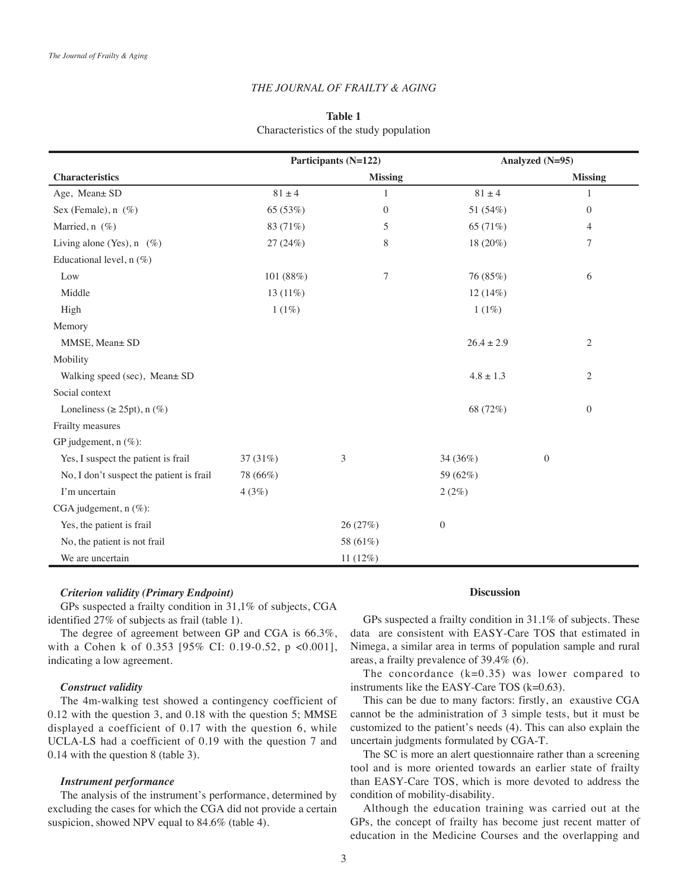**Table 1**
Characteristics of the study population

| Characteristics | Participants (N=122) | Missing | Analyzed (N=95) | Missing |
|---|---|---|---|---|
| Age, Mean± SD | 81 ± 4 | 1 | 81 ± 4 | 1 |
| Sex (Female), n (%) | 65 (53%) | 0 | 51 (54%) | 0 |
| Married, n (%) | 83 (71%) | 5 | 65 (71%) | 4 |
| Living alone (Yes), n (%) | 27 (24%) | 8 | 18 (20%) | 7 |
| Educational level, n (%) | | | | |
| Low | 101 (88%) | 7 | 76 (85%) | 6 |
| Middle | 13 (11%) | | 12 (14%) | |
| High | 1 (1%) | | 1 (1%) | |
| Memory | | | | |
| MMSE, Mean± SD | | | 26.4 ± 2.9 | 2 |
| Mobility | | | | |
| Walking speed (sec), Mean± SD | | | 4.8 ± 1.3 | 2 |
| Social context | | | | |
| Loneliness (≥ 25pt), n (%) | | | 68 (72%) | 0 |
| Frailty measures | | | | |
| GP judgement, n (%): | | | | |
| Yes, I suspect the patient is frail | 37 (31%) | 3 | 34 (36%) | 0 |
| No, I don't suspect the patient is frail | 78 (66%) | | 59 (62%) | |
| I'm uncertain | 4 (3%) | | 2 (2%) | |
| CGA judgement, n (%): | | | | |
| Yes, the patient is frail | | 26 (27%) | 0 | |
| No, the patient is not frail | | 58 (61%) | | |
| We are uncertain | | 11 (12%) | | |

### *Criterion validity (Primary Endpoint)*

GPs suspected a frailty condition in 31,1% of subjects, CGA identified 27% of subjects as frail (table 1).

The degree of agreement between GP and CGA is 66.3%, with a Cohen k of 0.353 [95% CI: 0.19-0.52, p <0.001], indicating a low agreement.

### *Construct validity*

The 4m-walking test showed a contingency coefficient of 0.12 with the question 3, and 0.18 with the question 5; MMSE displayed a coefficient of 0.17 with the question 6, while UCLA-LS had a coefficient of 0.19 with the question 7 and 0.14 with the question 8 (table 3).

### *Instrument performance*

The analysis of the instrument's performance, determined by excluding the cases for which the CGA did not provide a certain suspicion, showed NPV equal to 84.6% (table 4).

## Discussion

GPs suspected a frailty condition in 31.1% of subjects. These data are consistent with EASY-Care TOS that estimated in Nimega, a similar area in terms of population sample and rural areas, a frailty prevalence of 39.4% (6).

The concordance (k=0.35) was lower compared to instruments like the EASY-Care TOS (k=0.63).

This can be due to many factors: firstly, an exaustive CGA cannot be the administration of 3 simple tests, but it must be customized to the patient's needs (4). This can also explain the uncertain judgments formulated by CGA-T.

The SC is more an alert questionnaire rather than a screening tool and is more oriented towards an earlier state of frailty than EASY-Care TOS, which is more devoted to address the condition of mobility-disability.

Although the education training was carried out at the GPs, the concept of frailty has become just recent matter of education in the Medicine Courses and the overlapping and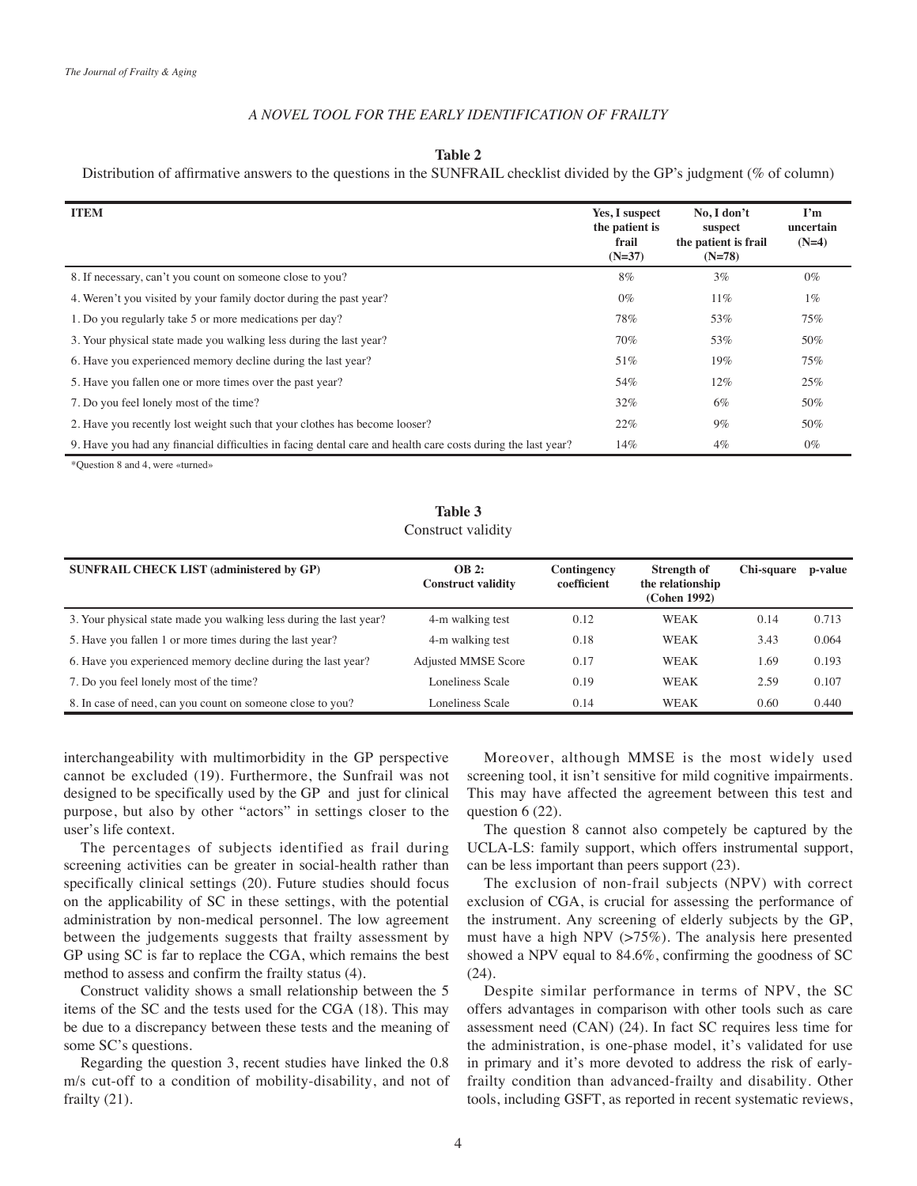**Table 2**

Distribution of affirmative answers to the questions in the SUNFRAIL checklist divided by the GP's judgment (% of column)

| ITEM | Yes, I suspect the patient is frail (N=37) | No, I don't suspect the patient is frail (N=78) | I'm uncertain (N=4) |
|---|---|---|---|
| 8. If necessary, can't you count on someone close to you? | 8% | 3% | 0% |
| 4. Weren't you visited by your family doctor during the past year? | 0% | 11% | 1% |
| 1. Do you regularly take 5 or more medications per day? | 78% | 53% | 75% |
| 3. Your physical state made you walking less during the last year? | 70% | 53% | 50% |
| 6. Have you experienced memory decline during the last year? | 51% | 19% | 75% |
| 5. Have you fallen one or more times over the past year? | 54% | 12% | 25% |
| 7. Do you feel lonely most of the time? | 32% | 6% | 50% |
| 2. Have you recently lost weight such that your clothes has become looser? | 22% | 9% | 50% |
| 9. Have you had any financial difficulties in facing dental care and health care costs during the last year? | 14% | 4% | 0% |

*Question 8 and 4, were «turned»

**Table 3**

Construct validity

| SUNFRAIL CHECK LIST (administered by GP) | OB 2: Construct validity | Contingency coefficient | Strength of the relationship (Cohen 1992) | Chi-square | p-value |
|---|---|---|---|---|---|
| 3. Your physical state made you walking less during the last year? | 4-m walking test | 0.12 | WEAK | 0.14 | 0.713 |
| 5. Have you fallen 1 or more times during the last year? | 4-m walking test | 0.18 | WEAK | 3.43 | 0.064 |
| 6. Have you experienced memory decline during the last year? | Adjusted MMSE Score | 0.17 | WEAK | 1.69 | 0.193 |
| 7. Do you feel lonely most of the time? | Loneliness Scale | 0.19 | WEAK | 2.59 | 0.107 |
| 8. In case of need, can you count on someone close to you? | Loneliness Scale | 0.14 | WEAK | 0.60 | 0.440 |

interchangeability with multimorbidity in the GP perspective cannot be excluded (19). Furthermore, the Sunfrail was not designed to be specifically used by the GP and just for clinical purpose, but also by other "actors" in settings closer to the user's life context.

The percentages of subjects identified as frail during screening activities can be greater in social-health rather than specifically clinical settings (20). Future studies should focus on the applicability of SC in these settings, with the potential administration by non-medical personnel. The low agreement between the judgements suggests that frailty assessment by GP using SC is far to replace the CGA, which remains the best method to assess and confirm the frailty status (4).

Construct validity shows a small relationship between the 5 items of the SC and the tests used for the CGA (18). This may be due to a discrepancy between these tests and the meaning of some SC's questions.

Regarding the question 3, recent studies have linked the 0.8 m/s cut-off to a condition of mobility-disability, and not of frailty (21).

Moreover, although MMSE is the most widely used screening tool, it isn't sensitive for mild cognitive impairments. This may have affected the agreement between this test and question 6 (22).

The question 8 cannot also competely be captured by the UCLA-LS: family support, which offers instrumental support, can be less important than peers support (23).

The exclusion of non-frail subjects (NPV) with correct exclusion of CGA, is crucial for assessing the performance of the instrument. Any screening of elderly subjects by the GP, must have a high NPV (>75%). The analysis here presented showed a NPV equal to 84.6%, confirming the goodness of SC (24).

Despite similar performance in terms of NPV, the SC offers advantages in comparison with other tools such as care assessment need (CAN) (24). In fact SC requires less time for the administration, is one-phase model, it's validated for use in primary and it's more devoted to address the risk of early-frailty condition than advanced-frailty and disability. Other tools, including GSFT, as reported in recent systematic reviews,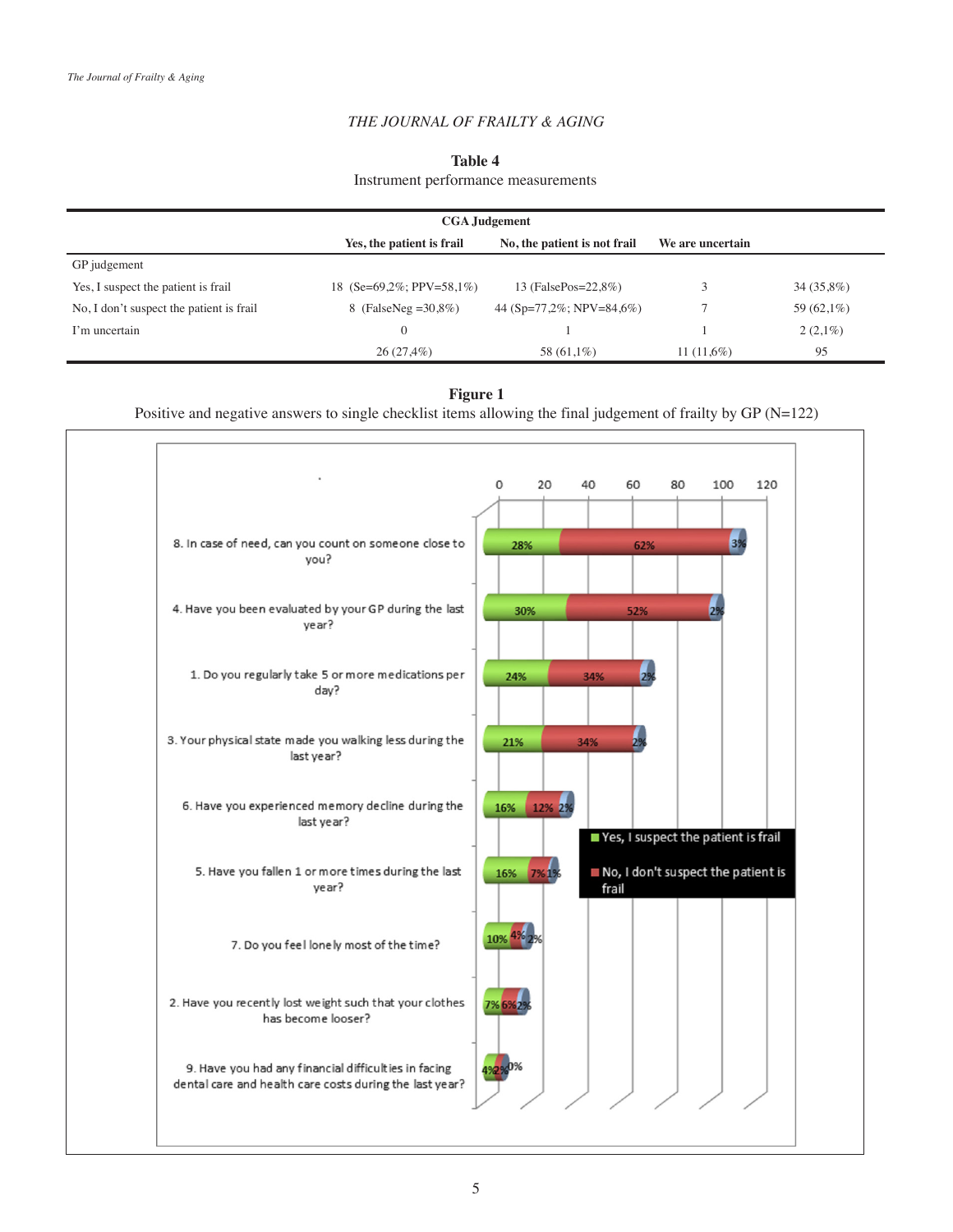**Table 4**

Instrument performance measurements

| | CGA Judgement | | | |
|---|---|---|---|---|
| | Yes, the patient is frail | No, the patient is not frail | We are uncertain | |
| GP judgement | | | | |
| Yes, I suspect the patient is frail | 18 (Se=69,2%; PPV=58,1%) | 13 (FalsePos=22,8%) | 3 | 34 (35,8%) |
| No, I don't suspect the patient is frail | 8 (FalseNeg =30,8%) | 44 (Sp=77,2%; NPV=84,6%) | 7 | 59 (62,1%) |
| I'm uncertain | 0 | 1 | 1 | 2 (2,1%) |
| | 26 (27,4%) | 58 (61,1%) | 11 (11,6%) | 95 |

**Figure 1**

Positive and negative answers to single checklist items allowing the final judgement of frailty by GP (N=122)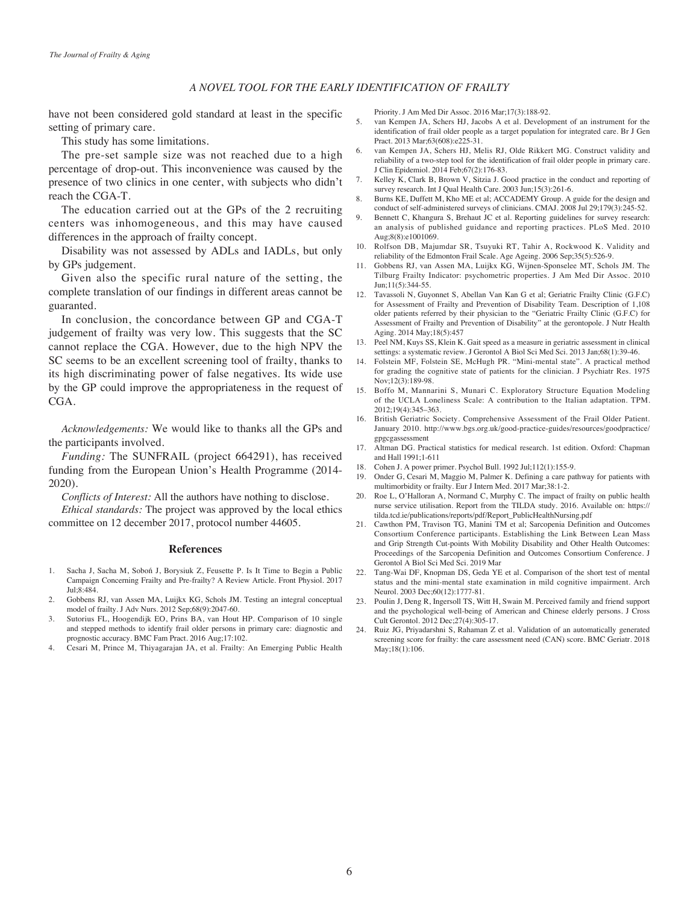have not been considered gold standard at least in the specific setting of primary care.

This study has some limitations.

The pre-set sample size was not reached due to a high percentage of drop-out. This inconvenience was caused by the presence of two clinics in one center, with subjects who didn't reach the CGA-T.

The education carried out at the GPs of the 2 recruiting centers was inhomogeneous, and this may have caused differences in the approach of frailty concept.

Disability was not assessed by ADLs and IADLs, but only by GPs judgement.

Given also the specific rural nature of the setting, the complete translation of our findings in different areas cannot be guaranted.

In conclusion, the concordance between GP and CGA-T judgement of frailty was very low. This suggests that the SC cannot replace the CGA. However, due to the high NPV the SC seems to be an excellent screening tool of frailty, thanks to its high discriminating power of false negatives. Its wide use by the GP could improve the appropriateness in the request of CGA.

*Acknowledgements:* We would like to thanks all the GPs and the participants involved.

*Funding:* The SUNFRAIL (project 664291), has received funding from the European Union's Health Programme (2014-2020).

*Conflicts of Interest:* All the authors have nothing to disclose.

*Ethical standards:* The project was approved by the local ethics committee on 12 december 2017, protocol number 44605.

## References

1. Sacha J, Sacha M, Soboń J, Borysiuk Z, Feusette P. Is It Time to Begin a Public Campaign Concerning Frailty and Pre-frailty? A Review Article. Front Physiol. 2017 Jul;8:484.
2. Gobbens RJ, van Assen MA, Luijkx KG, Schols JM. Testing an integral conceptual model of frailty. J Adv Nurs. 2012 Sep;68(9):2047-60.
3. Sutorius FL, Hoogendijk EO, Prins BA, van Hout HP. Comparison of 10 single and stepped methods to identify frail older persons in primary care: diagnostic and prognostic accuracy. BMC Fam Pract. 2016 Aug;17:102.
4. Cesari M, Prince M, Thiyagarajan JA, et al. Frailty: An Emerging Public Health Priority. J Am Med Dir Assoc. 2016 Mar;17(3):188-92.
5. van Kempen JA, Schers HJ, Jacobs A et al. Development of an instrument for the identification of frail older people as a target population for integrated care. Br J Gen Pract. 2013 Mar;63(608):e225-31.
6. van Kempen JA, Schers HJ, Melis RJ, Olde Rikkert MG. Construct validity and reliability of a two-step tool for the identification of frail older people in primary care. J Clin Epidemiol. 2014 Feb;67(2):176-83.
7. Kelley K, Clark B, Brown V, Sitzia J. Good practice in the conduct and reporting of survey research. Int J Qual Health Care. 2003 Jun;15(3):261-6.
8. Burns KE, Duffett M, Kho ME et al; ACCADEMY Group. A guide for the design and conduct of self-administered surveys of clinicians. CMAJ. 2008 Jul 29;179(3):245-52.
9. Bennett C, Khangura S, Brehaut JC et al. Reporting guidelines for survey research: an analysis of published guidance and reporting practices. PLoS Med. 2010 Aug;8(8):e1001069.
10. Rolfson DB, Majumdar SR, Tsuyuki RT, Tahir A, Rockwood K. Validity and reliability of the Edmonton Frail Scale. Age Ageing. 2006 Sep;35(5):526-9.
11. Gobbens RJ, van Assen MA, Luijkx KG, Wijnen-Sponselee MT, Schols JM. The Tilburg Frailty Indicator: psychometric properties. J Am Med Dir Assoc. 2010 Jun;11(5):344-55.
12. Tavassoli N, Guyonnet S, Abellan Van Kan G et al; Geriatric Frailty Clinic (G.F.C) for Assessment of Frailty and Prevention of Disability Team. Description of 1,108 older patients referred by their physician to the "Geriatric Frailty Clinic (G.F.C) for Assessment of Frailty and Prevention of Disability" at the gerontopole. J Nutr Health Aging. 2014 May;18(5):457
13. Peel NM, Kuys SS, Klein K. Gait speed as a measure in geriatric assessment in clinical settings: a systematic review. J Gerontol A Biol Sci Med Sci. 2013 Jan;68(1):39-46.
14. Folstein MF, Folstein SE, McHugh PR. "Mini-mental state". A practical method for grading the cognitive state of patients for the clinician. J Psychiatr Res. 1975 Nov;12(3):189-98.
15. Boffo M, Mannarini S, Munari C. Exploratory Structure Equation Modeling of the UCLA Loneliness Scale: A contribution to the Italian adaptation. TPM. 2012;19(4):345–363.
16. British Geriatric Society. Comprehensive Assessment of the Frail Older Patient. January 2010. http://www.bgs.org.uk/good-practice-guides/resources/goodpractice/gpgcgassessment
17. Altman DG. Practical statistics for medical research. 1st edition. Oxford: Chapman and Hall 1991;1-611
18. Cohen J. A power primer. Psychol Bull. 1992 Jul;112(1):155-9.
19. Onder G, Cesari M, Maggio M, Palmer K. Defining a care pathway for patients with multimorbidity or frailty. Eur J Intern Med. 2017 Mar;38:1-2.
20. Roe L, O'Halloran A, Normand C, Murphy C. The impact of frailty on public health nurse service utilisation. Report from the TILDA study. 2016. Available on: https://tilda.tcd.ie/publications/reports/pdf/Report_PublicHealthNursing.pdf
21. Cawthon PM, Travison TG, Manini TM et al; Sarcopenia Definition and Outcomes Consortium Conference participants. Establishing the Link Between Lean Mass and Grip Strength Cut-points With Mobility Disability and Other Health Outcomes: Proceedings of the Sarcopenia Definition and Outcomes Consortium Conference. J Gerontol A Biol Sci Med Sci. 2019 Mar
22. Tang-Wai DF, Knopman DS, Geda YE et al. Comparison of the short test of mental status and the mini-mental state examination in mild cognitive impairment. Arch Neurol. 2003 Dec;60(12):1777-81.
23. Poulin J, Deng R, Ingersoll TS, Witt H, Swain M. Perceived family and friend support and the psychological well-being of American and Chinese elderly persons. J Cross Cult Gerontol. 2012 Dec;27(4):305-17.
24. Ruiz JG, Priyadarshni S, Rahaman Z et al. Validation of an automatically generated screening score for frailty: the care assessment need (CAN) score. BMC Geriatr. 2018 May;18(1):106.